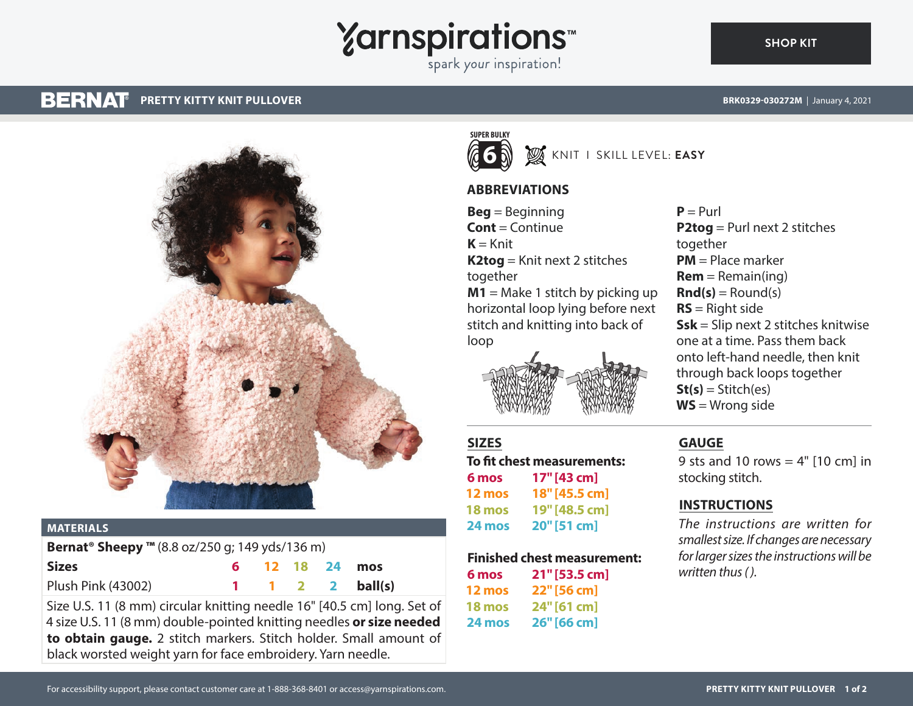Yarnspirations™
spark your inspiration!

SHOP KIT

# BERNAT® PRETTY KITTY KNIT PULLOVER

BRK0329-030272M | January 4, 2021

SUPER BULKY 6 — KNIT | SKILL LEVEL: **EASY**

## MATERIALS

**Bernat® Sheepy ™** (8.8 oz/250 g; 149 yds/136 m)

| **Sizes** | 6 | 12 | 18 | 24 | **mos** |
|---|---|---|---|---|---|
| Plush Pink (43002) | 1 | 1 | 2 | 2 | **ball(s)** |

Size U.S. 11 (8 mm) circular knitting needle 16" [40.5 cm] long. Set of 4 size U.S. 11 (8 mm) double-pointed knitting needles **or size needed to obtain gauge.** 2 stitch markers. Stitch holder. Small amount of black worsted weight yarn for face embroidery. Yarn needle.

## ABBREVIATIONS

**Beg** = Beginning
**Cont** = Continue
**K** = Knit
**K2tog** = Knit next 2 stitches together
**M1** = Make 1 stitch by picking up horizontal loop lying before next stitch and knitting into back of loop
**P** = Purl
**P2tog** = Purl next 2 stitches together
**PM** = Place marker
**Rem** = Remain(ing)
**Rnd(s)** = Round(s)
**RS** = Right side
**Ssk** = Slip next 2 stitches knitwise one at a time. Pass them back onto left-hand needle, then knit through back loops together
**St(s)** = Stitch(es)
**WS** = Wrong side

## SIZES

**To fit chest measurements:**

| | |
|---|---|
| 6 mos | 17" [43 cm] |
| 12 mos | 18" [45.5 cm] |
| 18 mos | 19" [48.5 cm] |
| 24 mos | 20" [51 cm] |

**Finished chest measurement:**

| | |
|---|---|
| 6 mos | 21" [53.5 cm] |
| 12 mos | 22" [56 cm] |
| 18 mos | 24" [61 cm] |
| 24 mos | 26" [66 cm] |

## GAUGE

9 sts and 10 rows = 4" [10 cm] in stocking stitch.

## INSTRUCTIONS

*The instructions are written for smallest size. If changes are necessary for larger sizes the instructions will be written thus ( ).*

For accessibility support, please contact customer care at 1-888-368-8401 or access@yarnspirations.com.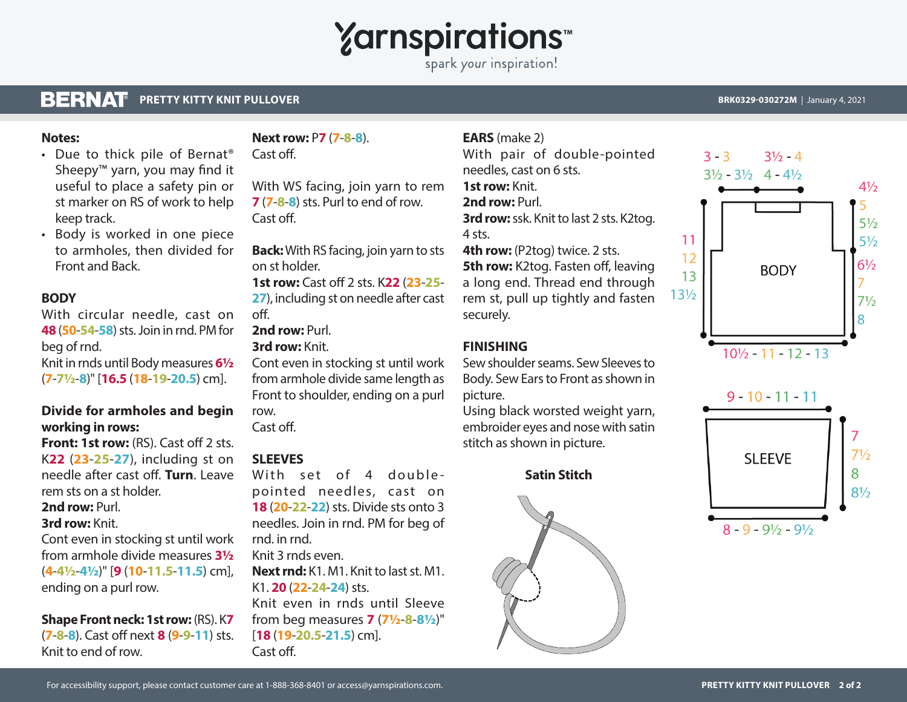## Notes:

- Due to thick pile of Bernat® Sheepy™ yarn, you may find it useful to place a safety pin or st marker on RS of work to help keep track.
- Body is worked in one piece to armholes, then divided for Front and Back.

## BODY

With circular needle, cast on **48** (**50**-**54**-**58**) sts. Join in rnd. PM for beg of rnd.

Knit in rnds until Body measures **6½** (**7**-**7½**-**8**)" [**16.5** (**18**-**19**-**20.5**) cm].

### Divide for armholes and begin working in rows:

**Front: 1st row:** (RS). Cast off 2 sts. K**22** (**23**-**25**-**27**), including st on needle after cast off. **Turn**. Leave rem sts on a st holder.

**2nd row:** Purl.

**3rd row:** Knit.

Cont even in stocking st until work from armhole divide measures **3½** (**4**-**4½**-**4½**)" [**9** (**10**-**11.5**-**11.5**) cm], ending on a purl row.

**Shape Front neck: 1st row:** (RS). K**7** (**7**-**8**-**8**). Cast off next **8** (**9**-**9**-**11**) sts. Knit to end of row.

**Next row:** P**7** (**7**-**8**-**8**).

Cast off.

With WS facing, join yarn to rem **7** (**7**-**8**-**8**) sts. Purl to end of row.

Cast off.

**Back:** With RS facing, join yarn to sts on st holder.

**1st row:** Cast off 2 sts. K**22** (**23**-**25**-**27**), including st on needle after cast off.

**2nd row:** Purl.

**3rd row:** Knit.

Cont even in stocking st until work from armhole divide same length as Front to shoulder, ending on a purl row.

Cast off.

## SLEEVES

With set of 4 double-pointed needles, cast on **18** (**20**-**22**-**22**) sts. Divide sts onto 3 needles. Join in rnd. PM for beg of rnd. in rnd.

Knit 3 rnds even.

**Next rnd:** K1. M1. Knit to last st. M1. K1. **20** (**22**-**24**-**24**) sts.

Knit even in rnds until Sleeve from beg measures **7** (**7½**-**8**-**8½**)" [**18** (**19**-**20.5**-**21.5**) cm].

Cast off.

## EARS (make 2)

With pair of double-pointed needles, cast on 6 sts.

**1st row:** Knit.

**2nd row:** Purl.

**3rd row:** ssk. Knit to last 2 sts. K2tog. 4 sts.

**4th row:** (P2tog) twice. 2 sts.

**5th row:** K2tog. Fasten off, leaving a long end. Thread end through rem st, pull up tightly and fasten securely.

## FINISHING

Sew shoulder seams. Sew Sleeves to Body. Sew Ears to Front as shown in picture.

Using black worsted weight yarn, embroider eyes and nose with satin stitch as shown in picture.

**Satin Stitch**

3 - 3
3½ - 3½
3½ - 4
4 - 4½
4½
5
5½
5½
11
12
13
13½
BODY
6½
7
7½
8
10½ - 11 - 12 - 13

9 - 10 - 11 - 11
SLEEVE
7
7½
8
8½
8 - 9 - 9½ - 9½